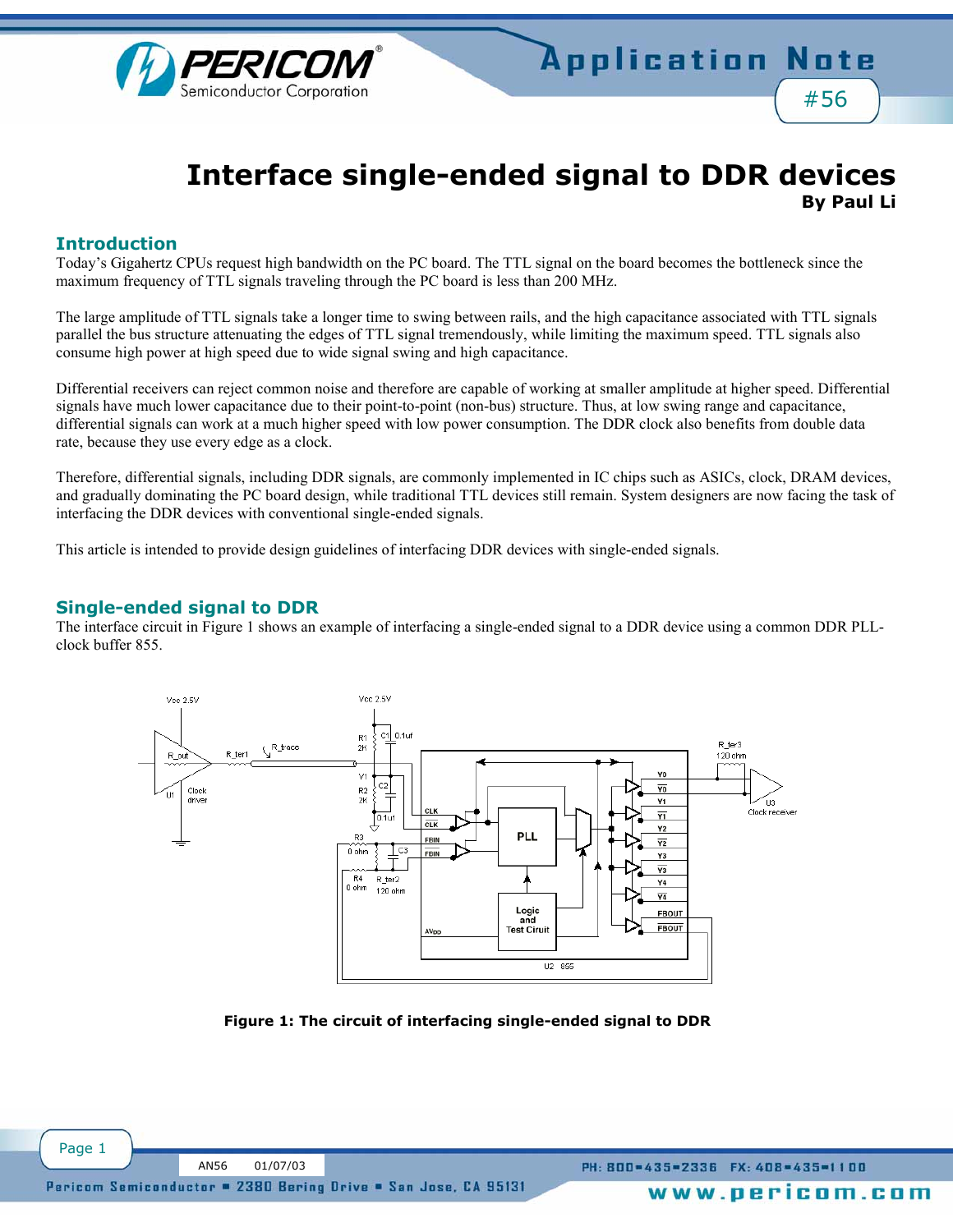# Interface single-ended signal to DDR devices

**By Paul Li**

## Introduction

Today's Gigahertz CPUs request high bandwidth on the PC board. The TTL signal on the board becomes the bottleneck since the maximum frequency of TTL signals traveling through the PC board is less than 200 MHz.

The large amplitude of TTL signals take a longer time to swing between rails, and the high capacitance associated with TTL signals parallel the bus structure attenuating the edges of TTL signal tremendously, while limiting the maximum speed. TTL signals also consume high power at high speed due to wide signal swing and high capacitance.

Differential receivers can reject common noise and therefore are capable of working at smaller amplitude at higher speed. Differential signals have much lower capacitance due to their point-to-point (non-bus) structure. Thus, at low swing range and capacitance, differential signals can work at a much higher speed with low power consumption. The DDR clock also benefits from double data rate, because they use every edge as a clock.

Therefore, differential signals, including DDR signals, are commonly implemented in IC chips such as ASICs, clock, DRAM devices, and gradually dominating the PC board design, while traditional TTL devices still remain. System designers are now facing the task of interfacing the DDR devices with conventional single-ended signals.

This article is intended to provide design guidelines of interfacing DDR devices with single-ended signals.

## Single-ended signal to DDR

The interface circuit in Figure 1 shows an example of interfacing a single-ended signal to a DDR device using a common DDR PLL-clock buffer 855.

**Figure 1: The circuit of interfacing single-ended signal to DDR**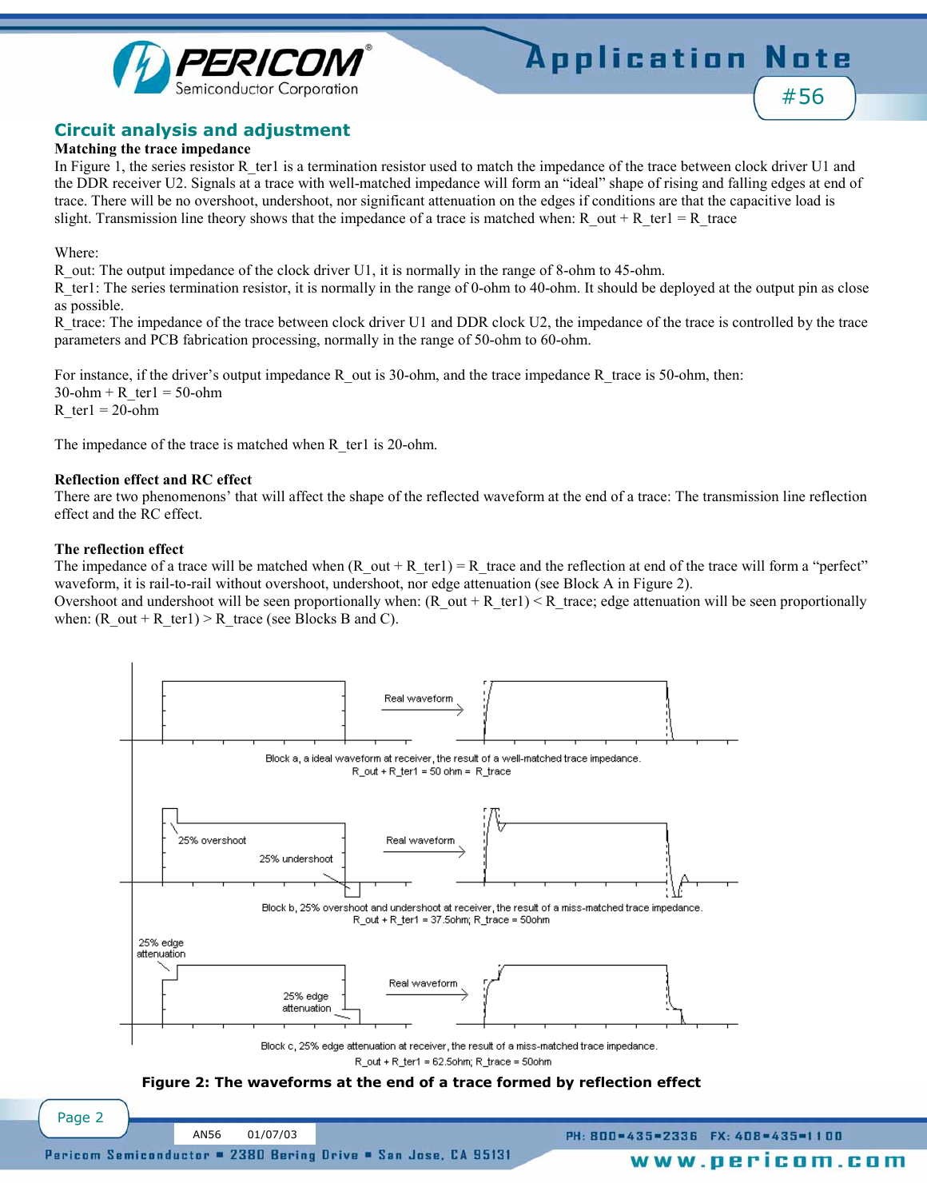## Circuit analysis and adjustment

**Matching the trace impedance**

In Figure 1, the series resistor R_ter1 is a termination resistor used to match the impedance of the trace between clock driver U1 and the DDR receiver U2. Signals at a trace with well-matched impedance will form an "ideal" shape of rising and falling edges at end of trace. There will be no overshoot, undershoot, nor significant attenuation on the edges if conditions are that the capacitive load is slight. Transmission line theory shows that the impedance of a trace is matched when: $R_{out} + R_{ter1} = R_{trace}$

Where:

R_out: The output impedance of the clock driver U1, it is normally in the range of 8-ohm to 45-ohm.

R_ter1: The series termination resistor, it is normally in the range of 0-ohm to 40-ohm. It should be deployed at the output pin as close as possible.

R_trace: The impedance of the trace between clock driver U1 and DDR clock U2, the impedance of the trace is controlled by the trace parameters and PCB fabrication processing, normally in the range of 50-ohm to 60-ohm.

For instance, if the driver's output impedance R_out is 30-ohm, and the trace impedance R_trace is 50-ohm, then:

30-ohm + R_ter1 = 50-ohm

R_ter1 = 20-ohm

The impedance of the trace is matched when R_ter1 is 20-ohm.

**Reflection effect and RC effect**

There are two phenomenons' that will affect the shape of the reflected waveform at the end of a trace: The transmission line reflection effect and the RC effect.

**The reflection effect**

The impedance of a trace will be matched when $(R_{out} + R_{ter1}) = R_{trace}$ and the reflection at end of the trace will form a "perfect" waveform, it is rail-to-rail without overshoot, undershoot, nor edge attenuation (see Block A in Figure 2).

Overshoot and undershoot will be seen proportionally when: $(R_{out} + R_{ter1}) < R_{trace}$; edge attenuation will be seen proportionally when: $(R_{out} + R_{ter1}) > R_{trace}$ (see Blocks B and C).

Real waveform

Block a, a ideal waveform at receiver, the result of a well-matched trace impedance.
R_out + R_ter1 = 50 ohm = R_trace

25% overshoot

25% undershoot

Real waveform

Block b, 25% overshoot and undershoot at receiver, the result of a miss-matched trace impedance.
R_out + R_ter1 = 37.5ohm; R_trace = 50ohm

25% edge attenuation

25% edge attenuation

Real waveform

Block c, 25% edge attenuation at receiver, the result of a miss-matched trace impedance.
R_out + R_ter1 = 62.5ohm; R_trace = 50ohm

**Figure 2: The waveforms at the end of a trace formed by reflection effect**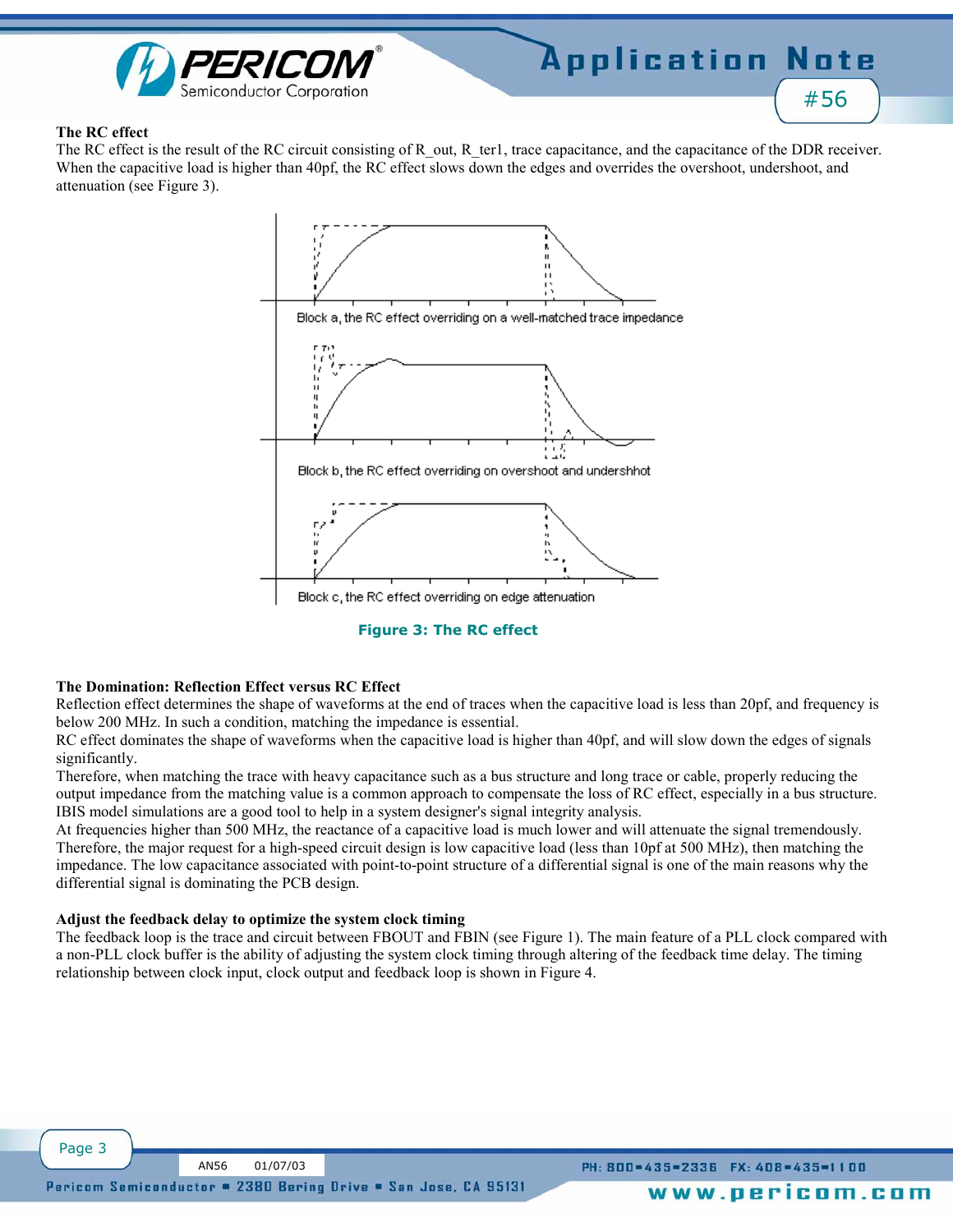**The RC effect**

The RC effect is the result of the RC circuit consisting of R_out, R_ter1, trace capacitance, and the capacitance of the DDR receiver. When the capacitive load is higher than 40pf, the RC effect slows down the edges and overrides the overshoot, undershoot, and attenuation (see Figure 3).

Block a, the RC effect overriding on a well-matched trace impedance

Block b, the RC effect overriding on overshoot and undershhot

Block c, the RC effect overriding on edge attenuation

**Figure 3: The RC effect**

**The Domination: Reflection Effect versus RC Effect**

Reflection effect determines the shape of waveforms at the end of traces when the capacitive load is less than 20pf, and frequency is below 200 MHz. In such a condition, matching the impedance is essential.

RC effect dominates the shape of waveforms when the capacitive load is higher than 40pf, and will slow down the edges of signals significantly.

Therefore, when matching the trace with heavy capacitance such as a bus structure and long trace or cable, properly reducing the output impedance from the matching value is a common approach to compensate the loss of RC effect, especially in a bus structure. IBIS model simulations are a good tool to help in a system designer's signal integrity analysis.

At frequencies higher than 500 MHz, the reactance of a capacitive load is much lower and will attenuate the signal tremendously. Therefore, the major request for a high-speed circuit design is low capacitive load (less than 10pf at 500 MHz), then matching the impedance. The low capacitance associated with point-to-point structure of a differential signal is one of the main reasons why the differential signal is dominating the PCB design.

**Adjust the feedback delay to optimize the system clock timing**

The feedback loop is the trace and circuit between FBOUT and FBIN (see Figure 1). The main feature of a PLL clock compared with a non-PLL clock buffer is the ability of adjusting the system clock timing through altering of the feedback time delay. The timing relationship between clock input, clock output and feedback loop is shown in Figure 4.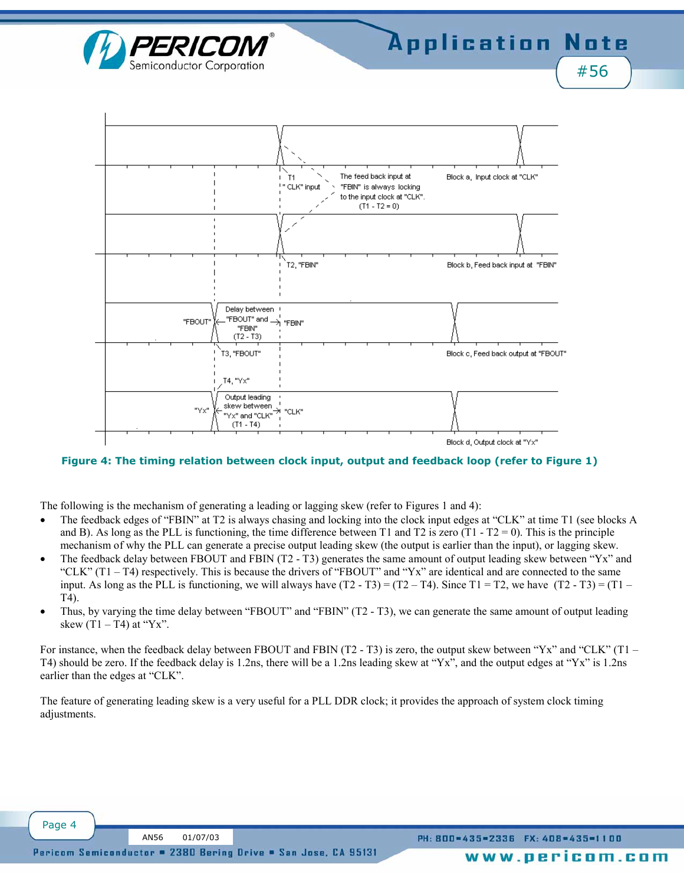Figure 4: The timing relation between clock input, output and feedback loop (refer to Figure 1)

The following is the mechanism of generating a leading or lagging skew (refer to Figures 1 and 4):

- The feedback edges of "FBIN" at T2 is always chasing and locking into the clock input edges at "CLK" at time T1 (see blocks A and B). As long as the PLL is functioning, the time difference between T1 and T2 is zero (T1 - T2 = 0). This is the principle mechanism of why the PLL can generate a precise output leading skew (the output is earlier than the input), or lagging skew.
- The feedback delay between FBOUT and FBIN (T2 - T3) generates the same amount of output leading skew between "Yx" and "CLK" (T1 – T4) respectively. This is because the drivers of "FBOUT" and "Yx" are identical and are connected to the same input. As long as the PLL is functioning, we will always have (T2 - T3) = (T2 – T4). Since T1 = T2, we have (T2 - T3) = (T1 – T4).
- Thus, by varying the time delay between "FBOUT" and "FBIN" (T2 - T3), we can generate the same amount of output leading skew (T1 – T4) at "Yx".

For instance, when the feedback delay between FBOUT and FBIN (T2 - T3) is zero, the output skew between "Yx" and "CLK" (T1 – T4) should be zero. If the feedback delay is 1.2ns, there will be a 1.2ns leading skew at "Yx", and the output edges at "Yx" is 1.2ns earlier than the edges at "CLK".

The feature of generating leading skew is a very useful for a PLL DDR clock; it provides the approach of system clock timing adjustments.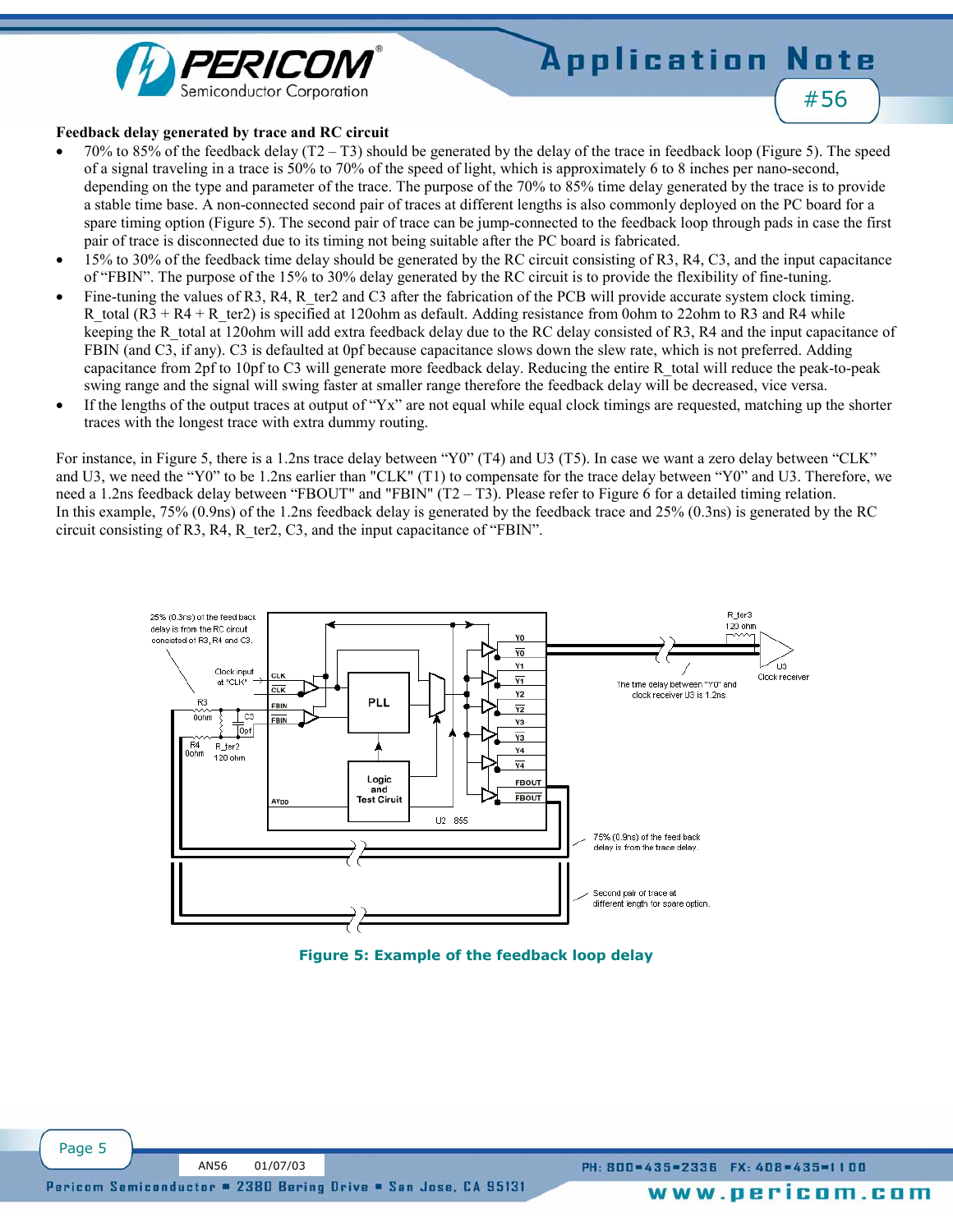**Feedback delay generated by trace and RC circuit**

- 70% to 85% of the feedback delay (T2 – T3) should be generated by the delay of the trace in feedback loop (Figure 5). The speed of a signal traveling in a trace is 50% to 70% of the speed of light, which is approximately 6 to 8 inches per nano-second, depending on the type and parameter of the trace. The purpose of the 70% to 85% time delay generated by the trace is to provide a stable time base. A non-connected second pair of traces at different lengths is also commonly deployed on the PC board for a spare timing option (Figure 5). The second pair of trace can be jump-connected to the feedback loop through pads in case the first pair of trace is disconnected due to its timing not being suitable after the PC board is fabricated.
- 15% to 30% of the feedback time delay should be generated by the RC circuit consisting of R3, R4, C3, and the input capacitance of "FBIN". The purpose of the 15% to 30% delay generated by the RC circuit is to provide the flexibility of fine-tuning.
- Fine-tuning the values of R3, R4, R_ter2 and C3 after the fabrication of the PCB will provide accurate system clock timing. R_total (R3 + R4 + R_ter2) is specified at 120ohm as default. Adding resistance from 0ohm to 22ohm to R3 and R4 while keeping the R_total at 120ohm will add extra feedback delay due to the RC delay consisted of R3, R4 and the input capacitance of FBIN (and C3, if any). C3 is defaulted at 0pf because capacitance slows down the slew rate, which is not preferred. Adding capacitance from 2pf to 10pf to C3 will generate more feedback delay. Reducing the entire R_total will reduce the peak-to-peak swing range and the signal will swing faster at smaller range therefore the feedback delay will be decreased, vice versa.
- If the lengths of the output traces at output of "Yx" are not equal while equal clock timings are requested, matching up the shorter traces with the longest trace with extra dummy routing.

For instance, in Figure 5, there is a 1.2ns trace delay between "Y0" (T4) and U3 (T5). In case we want a zero delay between "CLK" and U3, we need the "Y0" to be 1.2ns earlier than "CLK" (T1) to compensate for the trace delay between "Y0" and U3. Therefore, we need a 1.2ns feedback delay between "FBOUT" and "FBIN" (T2 – T3). Please refer to Figure 6 for a detailed timing relation.
In this example, 75% (0.9ns) of the 1.2ns feedback delay is generated by the feedback trace and 25% (0.3ns) is generated by the RC circuit consisting of R3, R4, R_ter2, C3, and the input capacitance of "FBIN".

**Figure 5: Example of the feedback loop delay**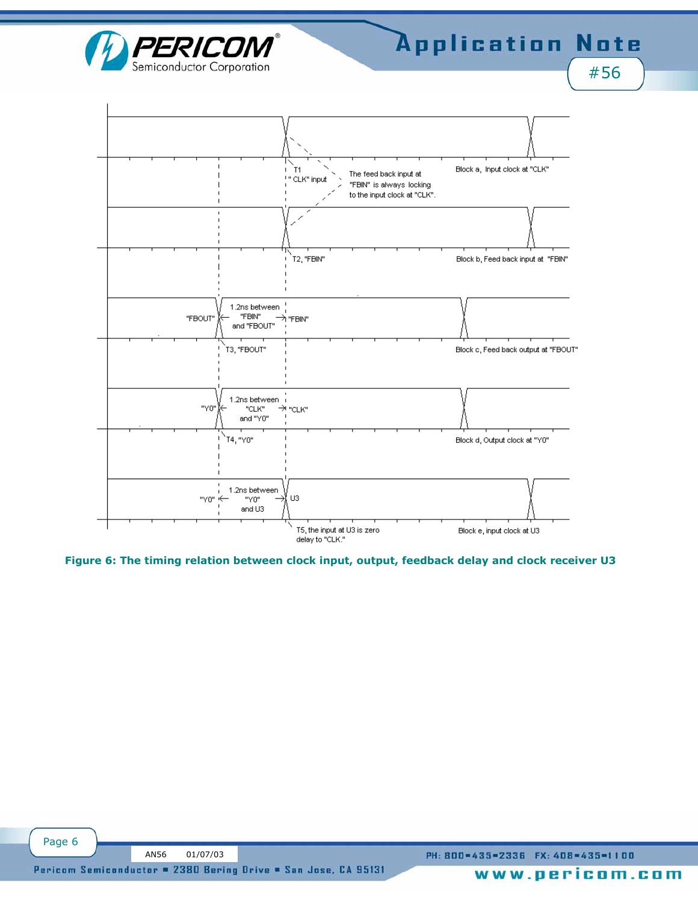Block a, Input clock at "CLK"

T1 "CLK" input

The feed back input at "FBIN" is always locking to the input clock at "CLK".

Block b, Feed back input at "FBIN"

T2, "FBIN"

"FBOUT" ← 1.2ns between "FBIN" and "FBOUT" → "FBIN"

Block c, Feed back output at "FBOUT"

T3, "FBOUT"

"Y0" ← 1.2ns between "CLK" and "Y0" → "CLK"

Block d, Output clock at "Y0"

T4, "Y0"

"Y0" ← 1.2ns between "Y0" and U3 → U3

Block e, input clock at U3

T5, the input at U3 is zero delay to "CLK."

**Figure 6: The timing relation between clock input, output, feedback delay and clock receiver U3**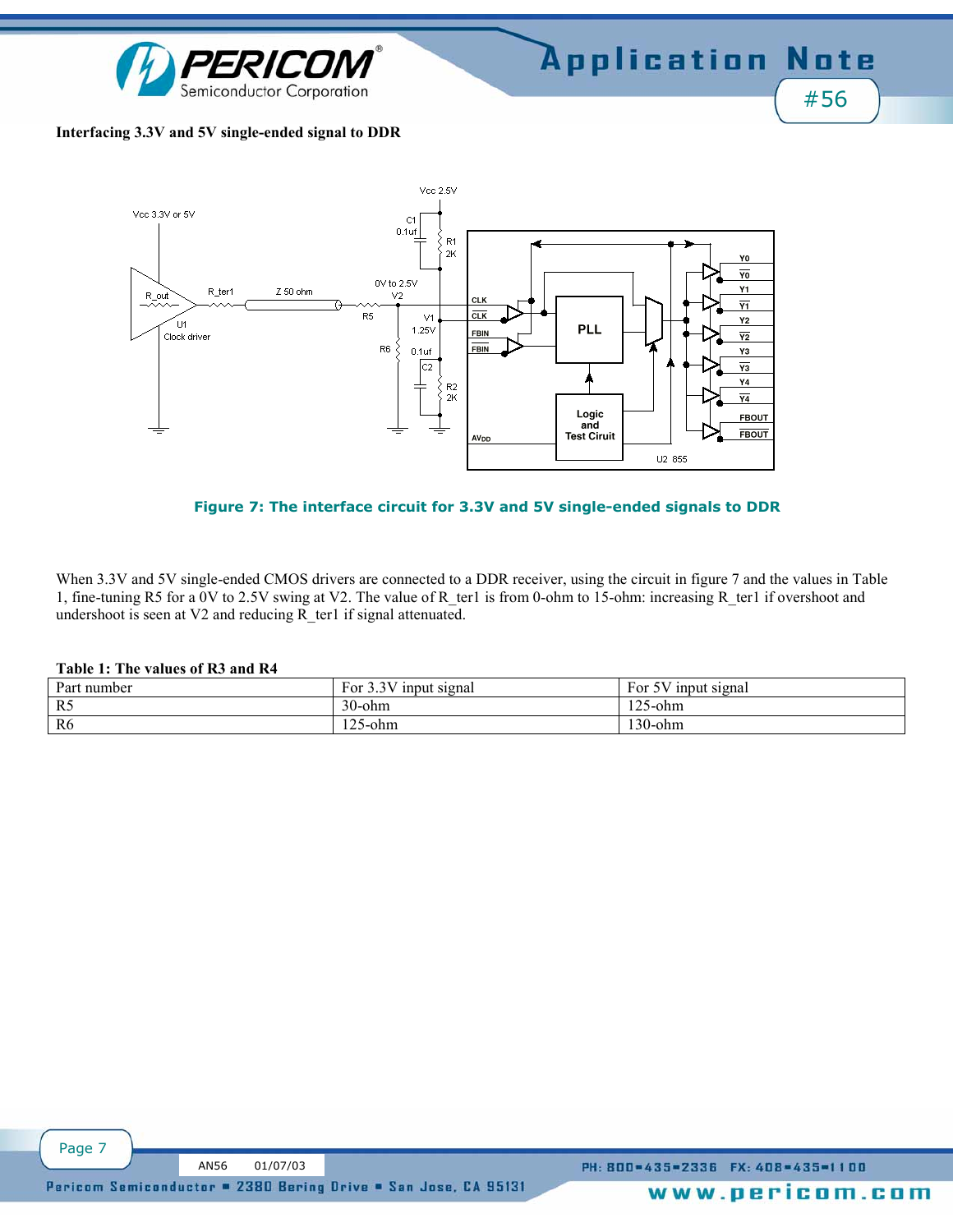**Interfacing 3.3V and 5V single-ended signal to DDR**

Figure 7: The interface circuit for 3.3V and 5V single-ended signals to DDR

When 3.3V and 5V single-ended CMOS drivers are connected to a DDR receiver, using the circuit in figure 7 and the values in Table 1, fine-tuning R5 for a 0V to 2.5V swing at V2. The value of R_ter1 is from 0-ohm to 15-ohm: increasing R_ter1 if overshoot and undershoot is seen at V2 and reducing R_ter1 if signal attenuated.

**Table 1: The values of R3 and R4**

| Part number | For 3.3V input signal | For 5V input signal |
|---|---|---|
| R5 | 30-ohm | 125-ohm |
| R6 | 125-ohm | 130-ohm |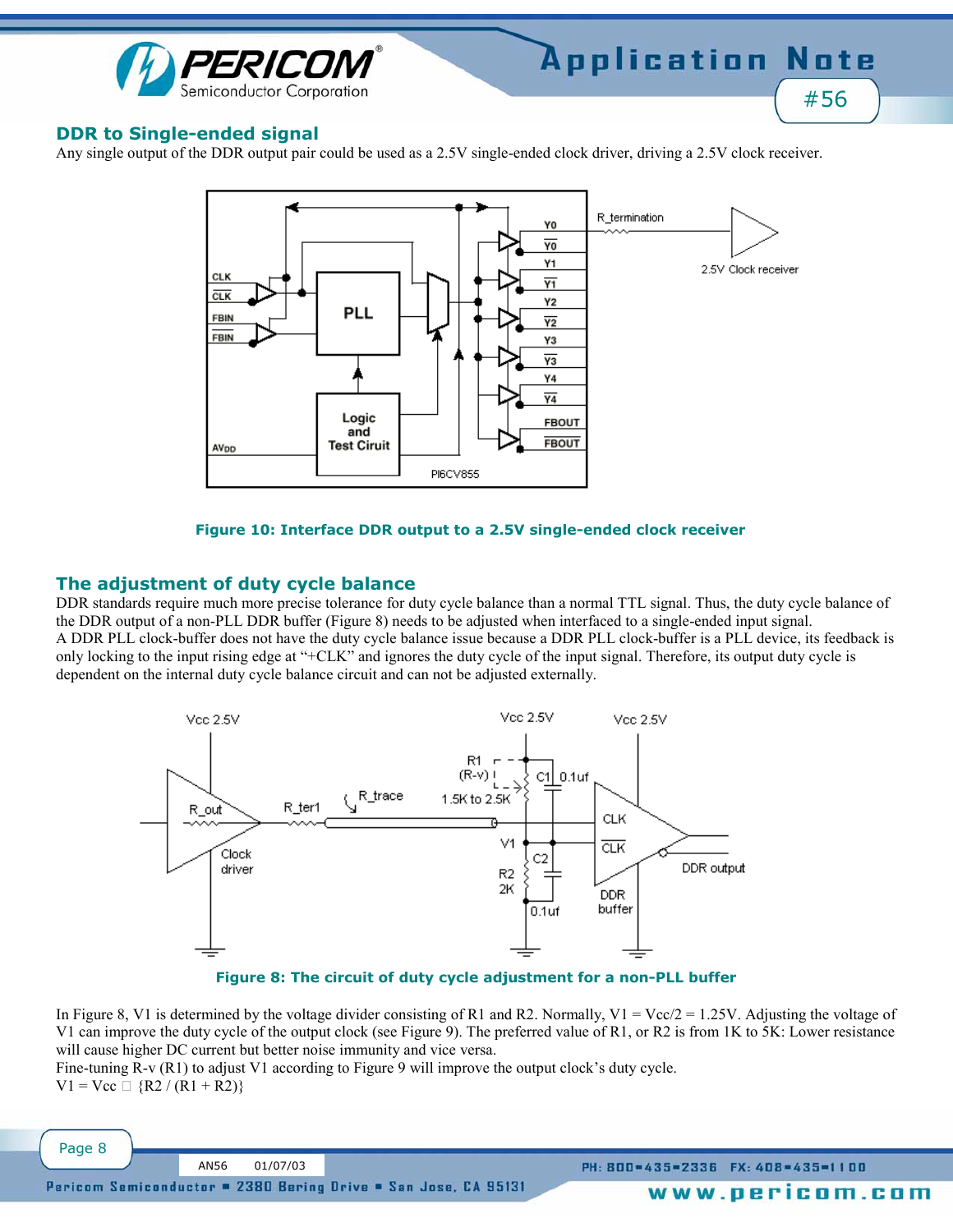## DDR to Single-ended signal

Any single output of the DDR output pair could be used as a 2.5V single-ended clock driver, driving a 2.5V clock receiver.

**Figure 10: Interface DDR output to a 2.5V single-ended clock receiver**

## The adjustment of duty cycle balance

DDR standards require much more precise tolerance for duty cycle balance than a normal TTL signal. Thus, the duty cycle balance of the DDR output of a non-PLL DDR buffer (Figure 8) needs to be adjusted when interfaced to a single-ended input signal.

A DDR PLL clock-buffer does not have the duty cycle balance issue because a DDR PLL clock-buffer is a PLL device, its feedback is only locking to the input rising edge at "+CLK" and ignores the duty cycle of the input signal. Therefore, its output duty cycle is dependent on the internal duty cycle balance circuit and can not be adjusted externally.

**Figure 8: The circuit of duty cycle adjustment for a non-PLL buffer**

In Figure 8, V1 is determined by the voltage divider consisting of R1 and R2. Normally, V1 = Vcc/2 = 1.25V. Adjusting the voltage of V1 can improve the duty cycle of the output clock (see Figure 9). The preferred value of R1, or R2 is from 1K to 5K: Lower resistance will cause higher DC current but better noise immunity and vice versa.

Fine-tuning R-v (R1) to adjust V1 according to Figure 9 will improve the output clock's duty cycle.

$V1 = Vcc \times \{R2 / (R1 + R2)\}$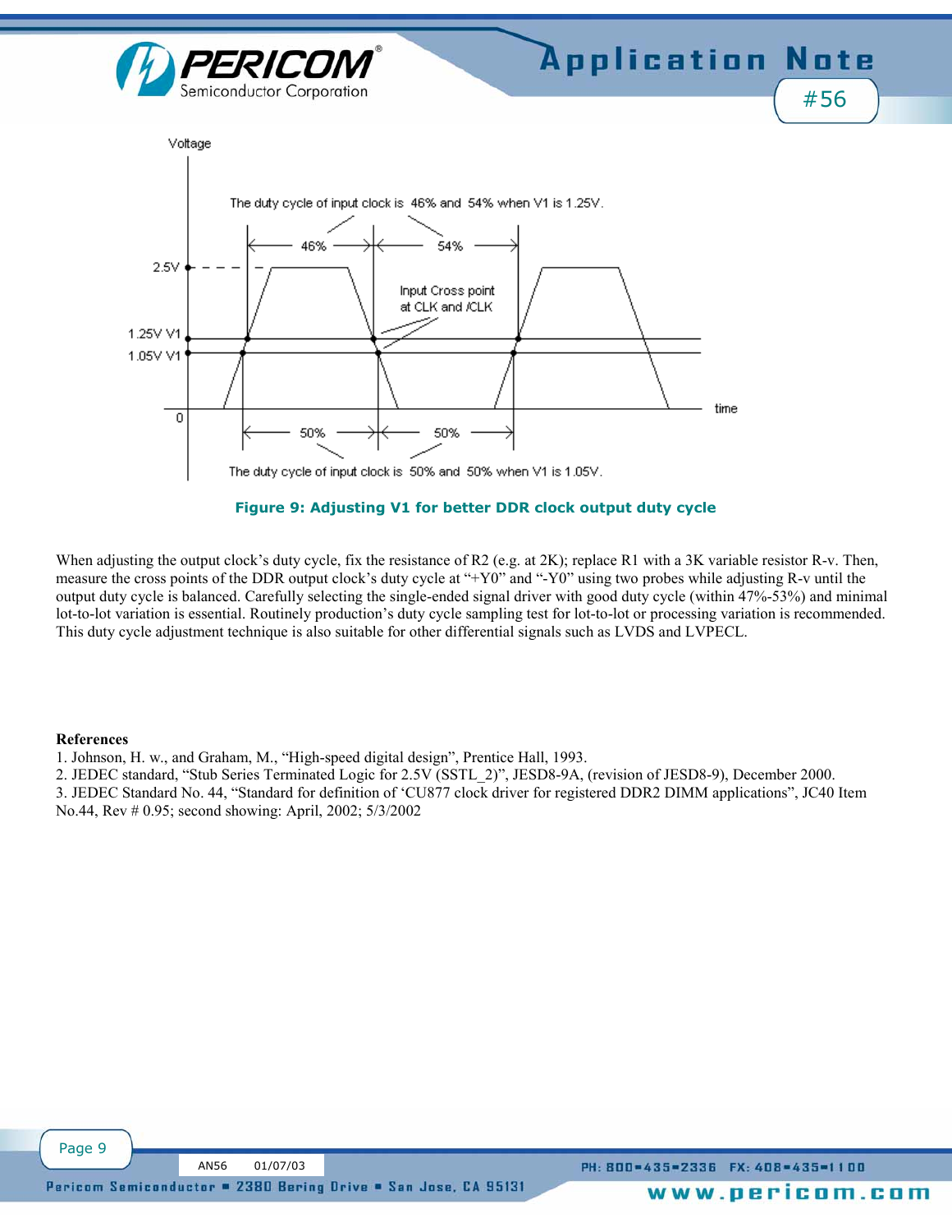Voltage

The duty cycle of input clock is 46% and 54% when V1 is 1.25V.

46%

54%

2.5V

Input Cross point at CLK and /CLK

1.25V V1

1.05V V1

0

time

50%

50%

The duty cycle of input clock is 50% and 50% when V1 is 1.05V.

**Figure 9: Adjusting V1 for better DDR clock output duty cycle**

When adjusting the output clock's duty cycle, fix the resistance of R2 (e.g. at 2K); replace R1 with a 3K variable resistor R-v. Then, measure the cross points of the DDR output clock's duty cycle at "+Y0" and "-Y0" using two probes while adjusting R-v until the output duty cycle is balanced. Carefully selecting the single-ended signal driver with good duty cycle (within 47%-53%) and minimal lot-to-lot variation is essential. Routinely production's duty cycle sampling test for lot-to-lot or processing variation is recommended. This duty cycle adjustment technique is also suitable for other differential signals such as LVDS and LVPECL.

**References**

1. Johnson, H. w., and Graham, M., "High-speed digital design", Prentice Hall, 1993.
2. JEDEC standard, "Stub Series Terminated Logic for 2.5V (SSTL_2)", JESD8-9A, (revision of JESD8-9), December 2000.
3. JEDEC Standard No. 44, "Standard for definition of 'CU877 clock driver for registered DDR2 DIMM applications", JC40 Item No.44, Rev # 0.95; second showing: April, 2002; 5/3/2002